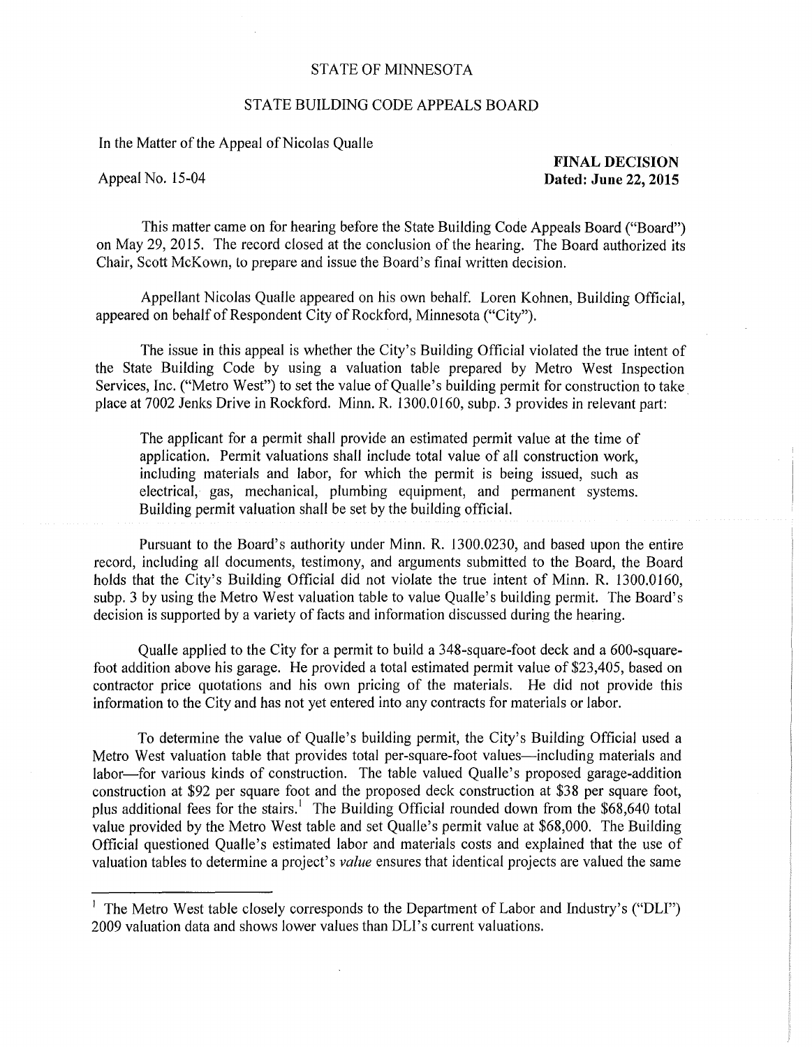STATE OF MINNESOTA

STATE BUILDING CODE APPEALS BOARD

In the Matter of the Appeal of Nicolas Qualle

Appeal No. 15-04

**FINAL DECISION**
**Dated: June 22, 2015**

This matter came on for hearing before the State Building Code Appeals Board ("Board") on May 29, 2015. The record closed at the conclusion of the hearing. The Board authorized its Chair, Scott McKown, to prepare and issue the Board's final written decision.

Appellant Nicolas Qualle appeared on his own behalf. Loren Kohnen, Building Official, appeared on behalf of Respondent City of Rockford, Minnesota ("City").

The issue in this appeal is whether the City's Building Official violated the true intent of the State Building Code by using a valuation table prepared by Metro West Inspection Services, Inc. ("Metro West") to set the value of Qualle's building permit for construction to take place at 7002 Jenks Drive in Rockford. Minn. R. 1300.0160, subp. 3 provides in relevant part:

> The applicant for a permit shall provide an estimated permit value at the time of application. Permit valuations shall include total value of all construction work, including materials and labor, for which the permit is being issued, such as electrical, gas, mechanical, plumbing equipment, and permanent systems. Building permit valuation shall be set by the building official.

Pursuant to the Board's authority under Minn. R. 1300.0230, and based upon the entire record, including all documents, testimony, and arguments submitted to the Board, the Board holds that the City's Building Official did not violate the true intent of Minn. R. 1300.0160, subp. 3 by using the Metro West valuation table to value Qualle's building permit. The Board's decision is supported by a variety of facts and information discussed during the hearing.

Qualle applied to the City for a permit to build a 348-square-foot deck and a 600-square-foot addition above his garage. He provided a total estimated permit value of $23,405, based on contractor price quotations and his own pricing of the materials. He did not provide this information to the City and has not yet entered into any contracts for materials or labor.

To determine the value of Qualle's building permit, the City's Building Official used a Metro West valuation table that provides total per-square-foot values—including materials and labor—for various kinds of construction. The table valued Qualle's proposed garage-addition construction at $92 per square foot and the proposed deck construction at $38 per square foot, plus additional fees for the stairs.[1] The Building Official rounded down from the $68,640 total value provided by the Metro West table and set Qualle's permit value at $68,000. The Building Official questioned Qualle's estimated labor and materials costs and explained that the use of valuation tables to determine a project's *value* ensures that identical projects are valued the same

---

[1] The Metro West table closely corresponds to the Department of Labor and Industry's ("DLI") 2009 valuation data and shows lower values than DLI's current valuations.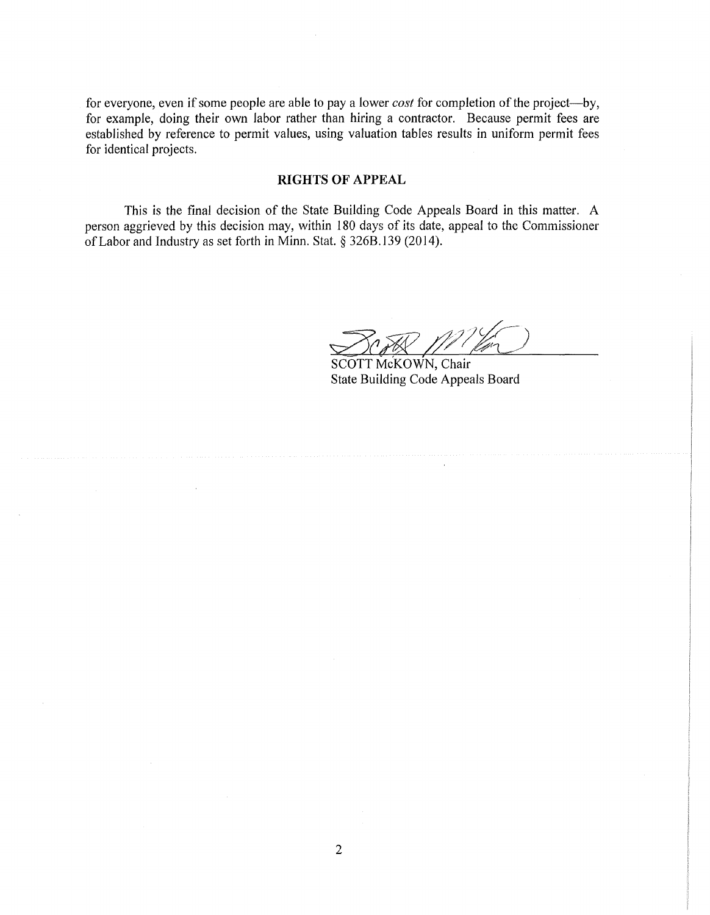for everyone, even if some people are able to pay a lower *cost* for completion of the project—by, for example, doing their own labor rather than hiring a contractor. Because permit fees are established by reference to permit values, using valuation tables results in uniform permit fees for identical projects.

## RIGHTS OF APPEAL

This is the final decision of the State Building Code Appeals Board in this matter. A person aggrieved by this decision may, within 180 days of its date, appeal to the Commissioner of Labor and Industry as set forth in Minn. Stat. § 326B.139 (2014).

SCOTT McKOWN, Chair
State Building Code Appeals Board